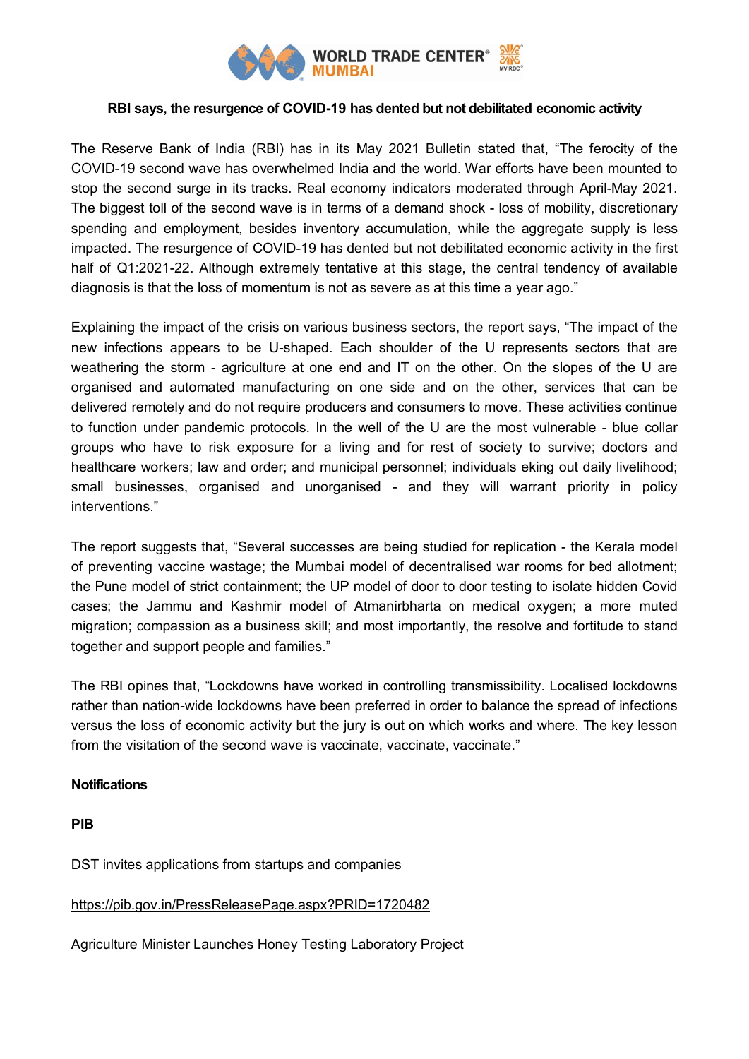**RBI says, the resurgence of COVID-19 has dented but not debilitated economic activity**

The Reserve Bank of India (RBI) has in its May 2021 Bulletin stated that, "The ferocity of the COVID-19 second wave has overwhelmed India and the world. War efforts have been mounted to stop the second surge in its tracks. Real economy indicators moderated through April-May 2021. The biggest toll of the second wave is in terms of a demand shock - loss of mobility, discretionary spending and employment, besides inventory accumulation, while the aggregate supply is less impacted. The resurgence of COVID-19 has dented but not debilitated economic activity in the first half of Q1:2021-22. Although extremely tentative at this stage, the central tendency of available diagnosis is that the loss of momentum is not as severe as at this time a year ago."

Explaining the impact of the crisis on various business sectors, the report says, "The impact of the new infections appears to be U-shaped. Each shoulder of the U represents sectors that are weathering the storm - agriculture at one end and IT on the other. On the slopes of the U are organised and automated manufacturing on one side and on the other, services that can be delivered remotely and do not require producers and consumers to move. These activities continue to function under pandemic protocols. In the well of the U are the most vulnerable - blue collar groups who have to risk exposure for a living and for rest of society to survive; doctors and healthcare workers; law and order; and municipal personnel; individuals eking out daily livelihood; small businesses, organised and unorganised - and they will warrant priority in policy interventions."

The report suggests that, "Several successes are being studied for replication - the Kerala model of preventing vaccine wastage; the Mumbai model of decentralised war rooms for bed allotment; the Pune model of strict containment; the UP model of door to door testing to isolate hidden Covid cases; the Jammu and Kashmir model of Atmanirbharta on medical oxygen; a more muted migration; compassion as a business skill; and most importantly, the resolve and fortitude to stand together and support people and families."

The RBI opines that, "Lockdowns have worked in controlling transmissibility. Localised lockdowns rather than nation-wide lockdowns have been preferred in order to balance the spread of infections versus the loss of economic activity but the jury is out on which works and where. The key lesson from the visitation of the second wave is vaccinate, vaccinate, vaccinate."

**Notifications**

**PIB**

DST invites applications from startups and companies

https://pib.gov.in/PressReleasePage.aspx?PRID=1720482

Agriculture Minister Launches Honey Testing Laboratory Project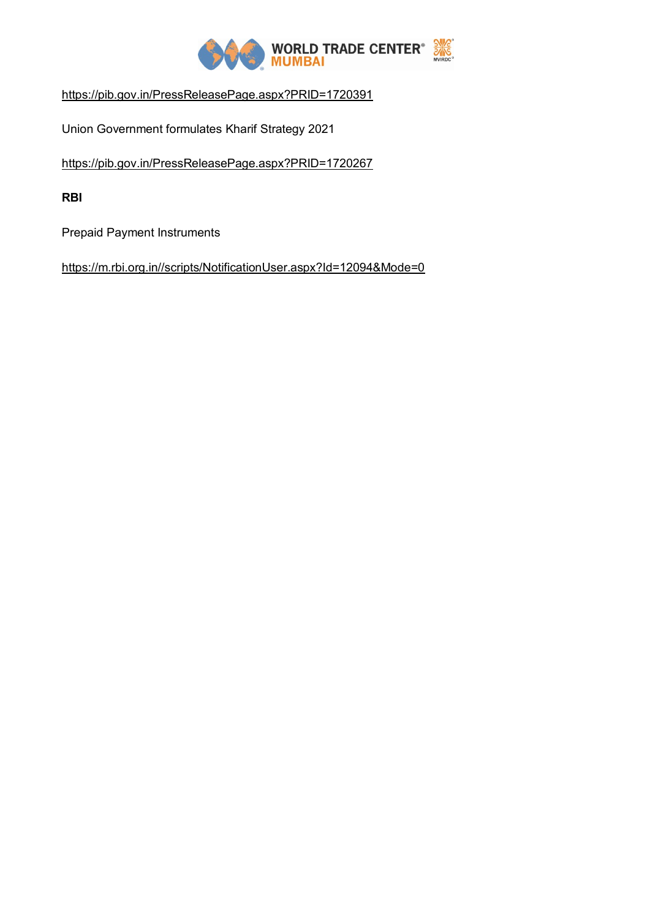https://pib.gov.in/PressReleasePage.aspx?PRID=1720391

Union Government formulates Kharif Strategy 2021

https://pib.gov.in/PressReleasePage.aspx?PRID=1720267

**RBI**

Prepaid Payment Instruments

https://m.rbi.org.in//scripts/NotificationUser.aspx?Id=12094&Mode=0